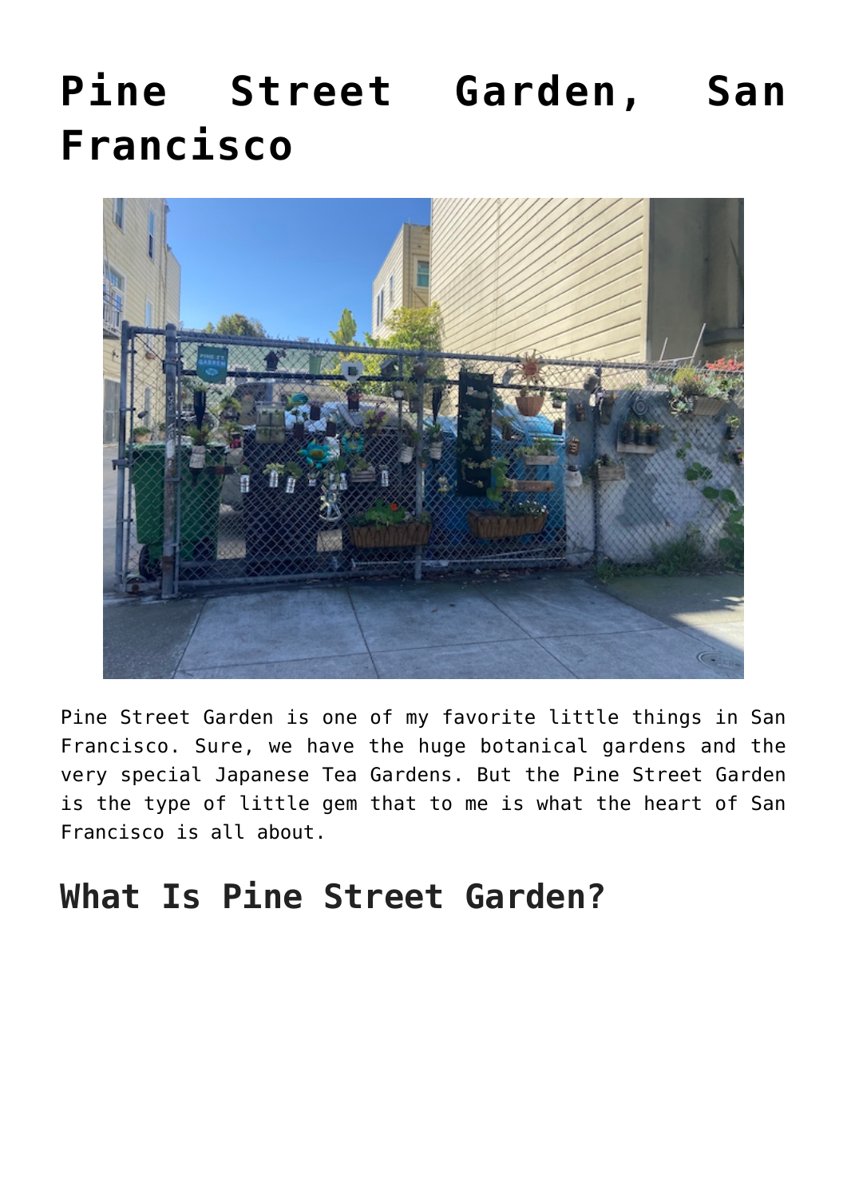# Pine Street Garden, San Francisco

Pine Street Garden is one of my favorite little things in San Francisco. Sure, we have the huge botanical gardens and the very special Japanese Tea Gardens. But the Pine Street Garden is the type of little gem that to me is what the heart of San Francisco is all about.

## What Is Pine Street Garden?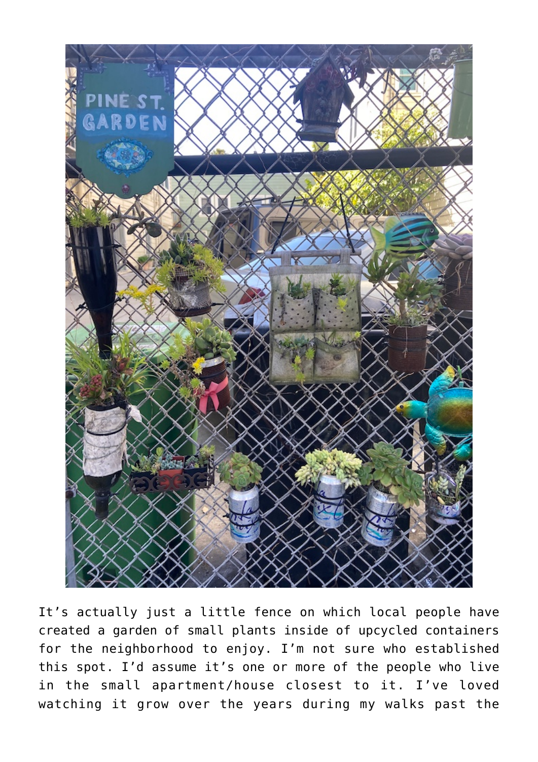It's actually just a little fence on which local people have created a garden of small plants inside of upcycled containers for the neighborhood to enjoy. I'm not sure who established this spot. I'd assume it's one or more of the people who live in the small apartment/house closest to it. I've loved watching it grow over the years during my walks past the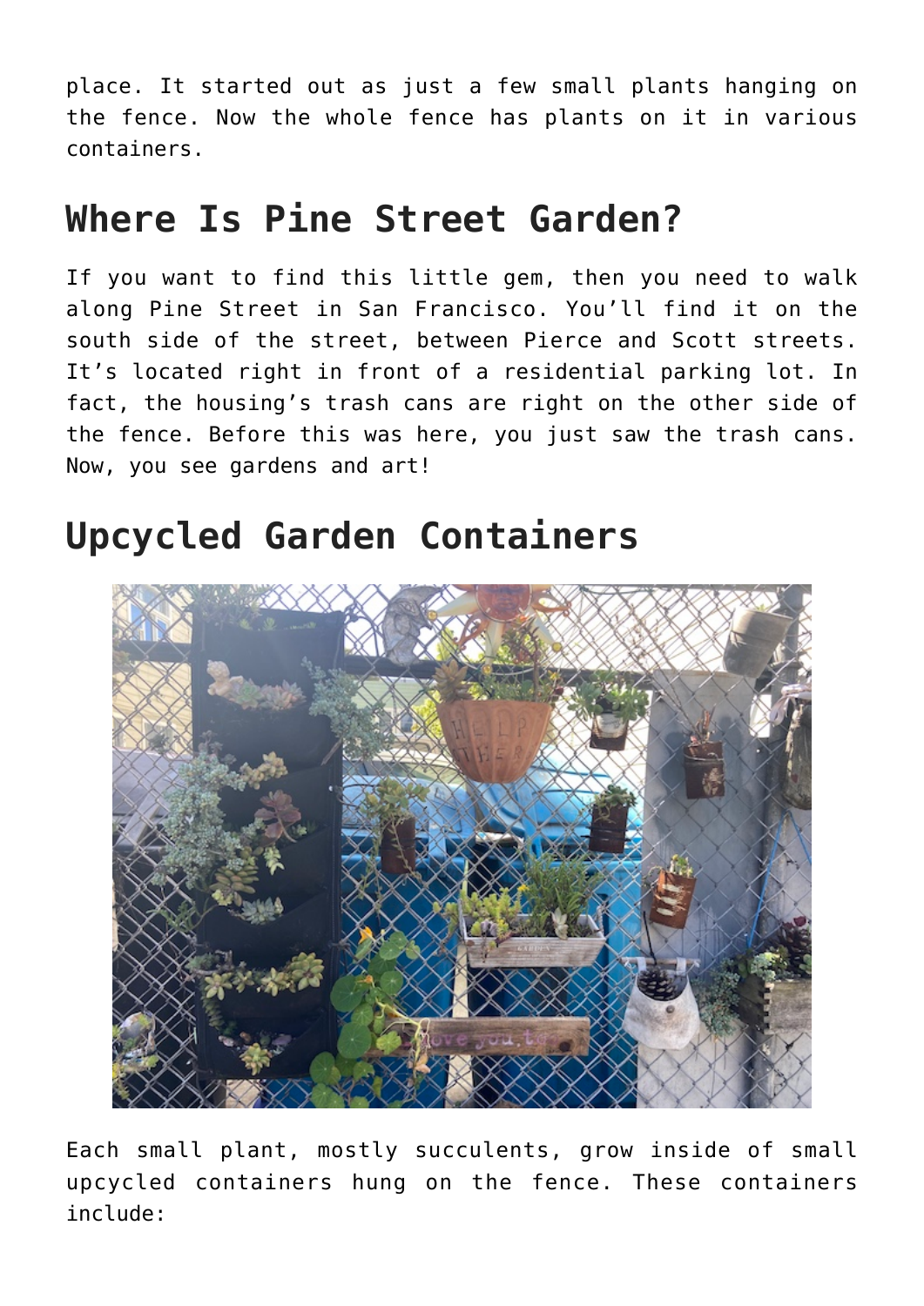place. It started out as just a few small plants hanging on the fence. Now the whole fence has plants on it in various containers.

## Where Is Pine Street Garden?

If you want to find this little gem, then you need to walk along Pine Street in San Francisco. You'll find it on the south side of the street, between Pierce and Scott streets. It's located right in front of a residential parking lot. In fact, the housing's trash cans are right on the other side of the fence. Before this was here, you just saw the trash cans. Now, you see gardens and art!

## Upcycled Garden Containers

Each small plant, mostly succulents, grow inside of small upcycled containers hung on the fence. These containers include: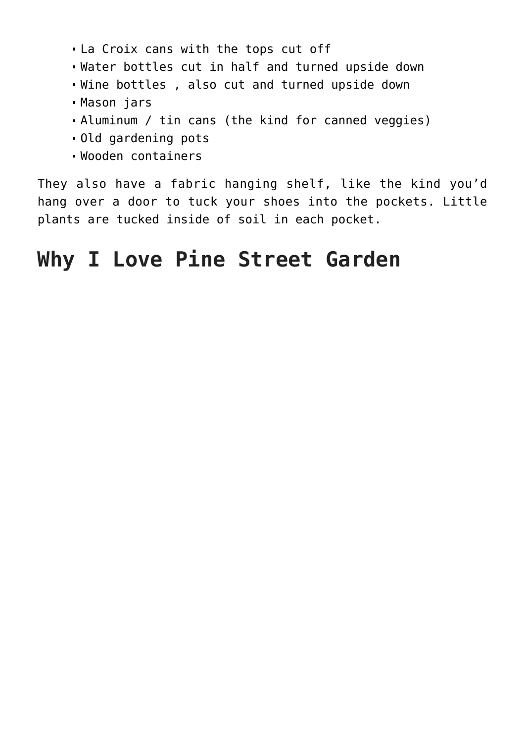- La Croix cans with the tops cut off
- Water bottles cut in half and turned upside down
- Wine bottles , also cut and turned upside down
- Mason jars
- Aluminum / tin cans (the kind for canned veggies)
- Old gardening pots
- Wooden containers

They also have a fabric hanging shelf, like the kind you'd hang over a door to tuck your shoes into the pockets. Little plants are tucked inside of soil in each pocket.

## Why I Love Pine Street Garden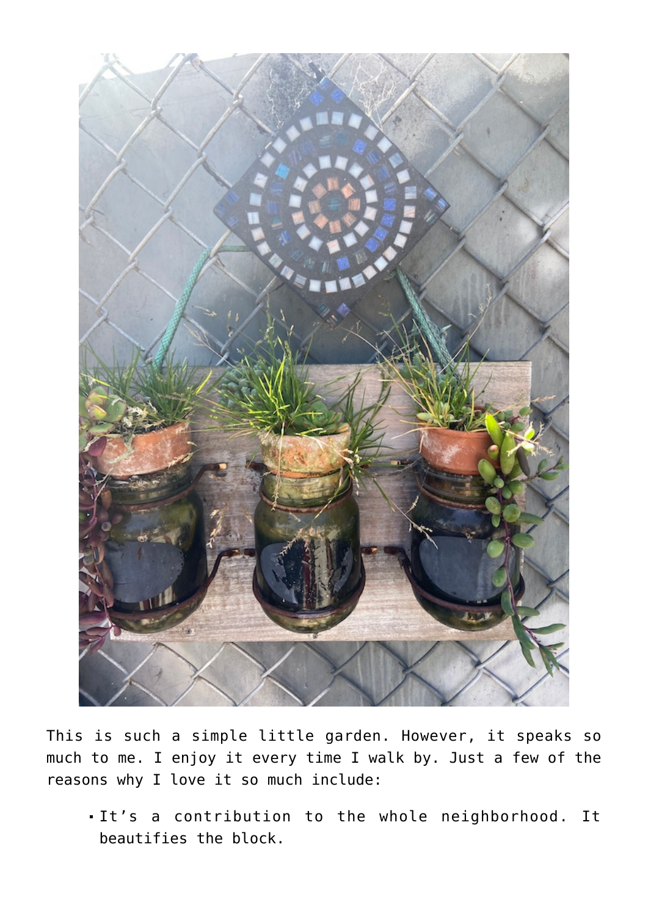This is such a simple little garden. However, it speaks so much to me. I enjoy it every time I walk by. Just a few of the reasons why I love it so much include:

- It's a contribution to the whole neighborhood. It beautifies the block.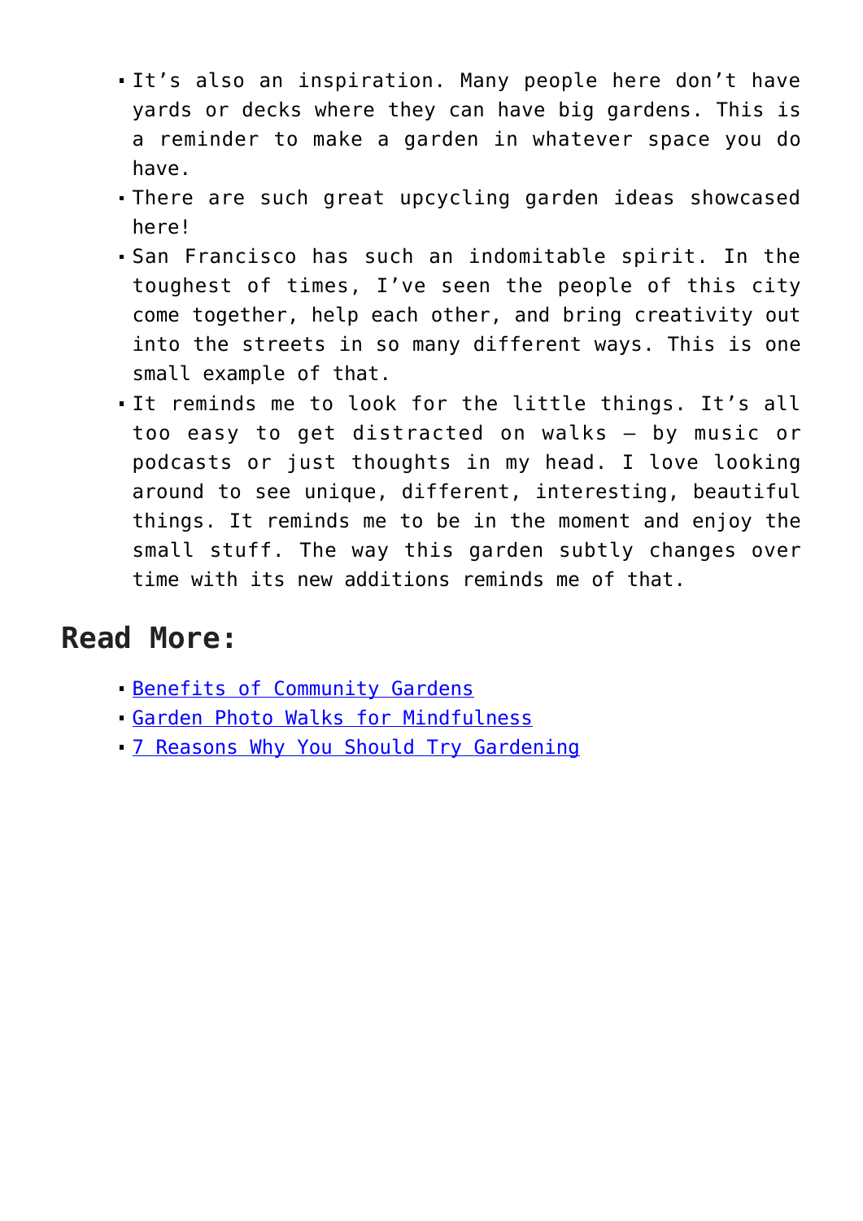- It's also an inspiration. Many people here don't have yards or decks where they can have big gardens. This is a reminder to make a garden in whatever space you do have.
- There are such great upcycling garden ideas showcased here!
- San Francisco has such an indomitable spirit. In the toughest of times, I've seen the people of this city come together, help each other, and bring creativity out into the streets in so many different ways. This is one small example of that.
- It reminds me to look for the little things. It's all too easy to get distracted on walks – by music or podcasts or just thoughts in my head. I love looking around to see unique, different, interesting, beautiful things. It reminds me to be in the moment and enjoy the small stuff. The way this garden subtly changes over time with its new additions reminds me of that.

## Read More:

- Benefits of Community Gardens
- Garden Photo Walks for Mindfulness
- 7 Reasons Why You Should Try Gardening